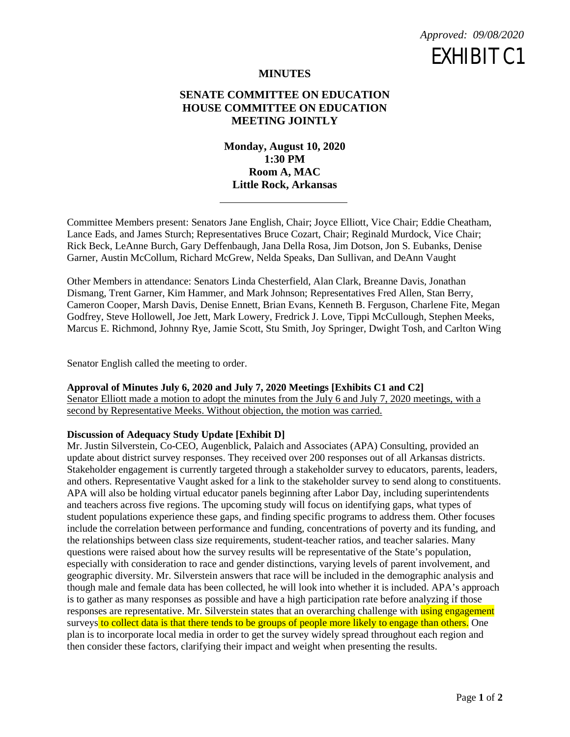*Approved: 09/08/2020*

EXHIBIT C1

**MINUTES**

**SENATE COMMITTEE ON EDUCATION**
**HOUSE COMMITTEE ON EDUCATION**
**MEETING JOINTLY**

**Monday, August 10, 2020**
**1:30 PM**
**Room A, MAC**
**Little Rock, Arkansas**

---

Committee Members present: Senators Jane English, Chair; Joyce Elliott, Vice Chair; Eddie Cheatham, Lance Eads, and James Sturch; Representatives Bruce Cozart, Chair; Reginald Murdock, Vice Chair; Rick Beck, LeAnne Burch, Gary Deffenbaugh, Jana Della Rosa, Jim Dotson, Jon S. Eubanks, Denise Garner, Austin McCollum, Richard McGrew, Nelda Speaks, Dan Sullivan, and DeAnn Vaught

Other Members in attendance: Senators Linda Chesterfield, Alan Clark, Breanne Davis, Jonathan Dismang, Trent Garner, Kim Hammer, and Mark Johnson; Representatives Fred Allen, Stan Berry, Cameron Cooper, Marsh Davis, Denise Ennett, Brian Evans, Kenneth B. Ferguson, Charlene Fite, Megan Godfrey, Steve Hollowell, Joe Jett, Mark Lowery, Fredrick J. Love, Tippi McCullough, Stephen Meeks, Marcus E. Richmond, Johnny Rye, Jamie Scott, Stu Smith, Joy Springer, Dwight Tosh, and Carlton Wing

Senator English called the meeting to order.

**Approval of Minutes July 6, 2020 and July 7, 2020 Meetings [Exhibits C1 and C2]**
Senator Elliott made a motion to adopt the minutes from the July 6 and July 7, 2020 meetings, with a second by Representative Meeks. Without objection, the motion was carried.

**Discussion of Adequacy Study Update [Exhibit D]**
Mr. Justin Silverstein, Co-CEO, Augenblick, Palaich and Associates (APA) Consulting, provided an update about district survey responses. They received over 200 responses out of all Arkansas districts. Stakeholder engagement is currently targeted through a stakeholder survey to educators, parents, leaders, and others. Representative Vaught asked for a link to the stakeholder survey to send along to constituents. APA will also be holding virtual educator panels beginning after Labor Day, including superintendents and teachers across five regions. The upcoming study will focus on identifying gaps, what types of student populations experience these gaps, and finding specific programs to address them. Other focuses include the correlation between performance and funding, concentrations of poverty and its funding, and the relationships between class size requirements, student-teacher ratios, and teacher salaries. Many questions were raised about how the survey results will be representative of the State's population, especially with consideration to race and gender distinctions, varying levels of parent involvement, and geographic diversity. Mr. Silverstein answers that race will be included in the demographic analysis and though male and female data has been collected, he will look into whether it is included. APA's approach is to gather as many responses as possible and have a high participation rate before analyzing if those responses are representative. Mr. Silverstein states that an overarching challenge with using engagement surveys to collect data is that there tends to be groups of people more likely to engage than others. One plan is to incorporate local media in order to get the survey widely spread throughout each region and then consider these factors, clarifying their impact and weight when presenting the results.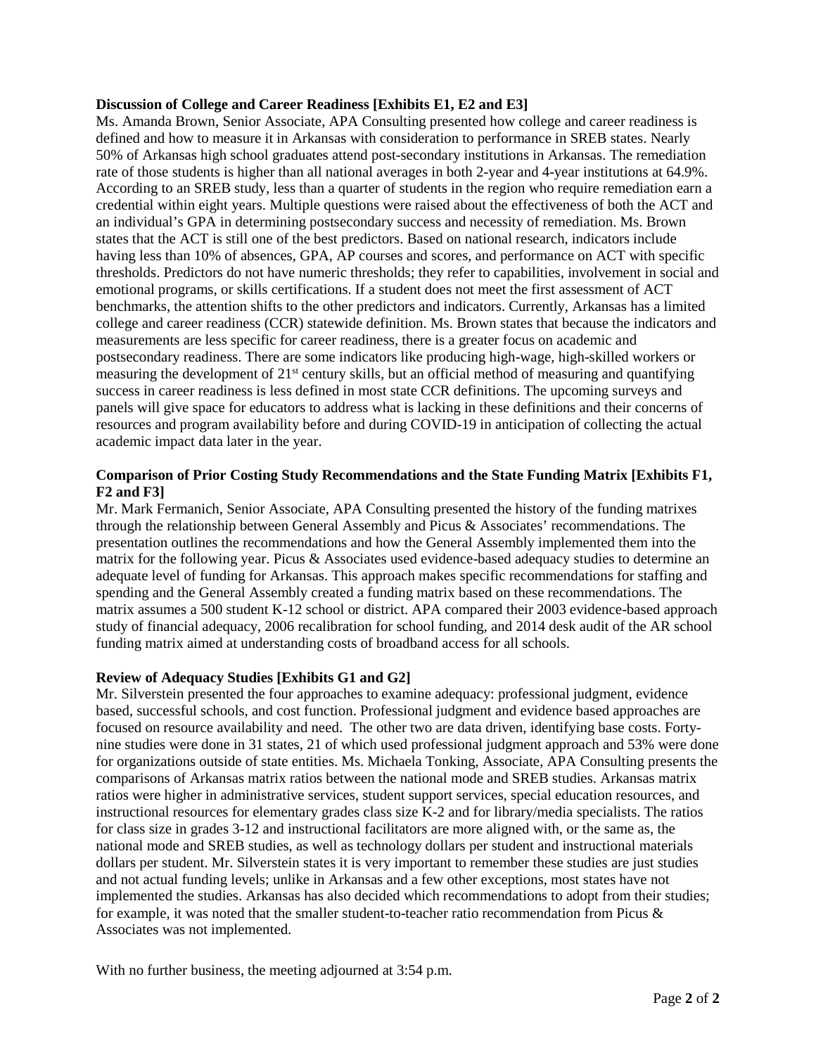**Discussion of College and Career Readiness [Exhibits E1, E2 and E3]**

Ms. Amanda Brown, Senior Associate, APA Consulting presented how college and career readiness is defined and how to measure it in Arkansas with consideration to performance in SREB states. Nearly 50% of Arkansas high school graduates attend post-secondary institutions in Arkansas. The remediation rate of those students is higher than all national averages in both 2-year and 4-year institutions at 64.9%. According to an SREB study, less than a quarter of students in the region who require remediation earn a credential within eight years. Multiple questions were raised about the effectiveness of both the ACT and an individual's GPA in determining postsecondary success and necessity of remediation. Ms. Brown states that the ACT is still one of the best predictors. Based on national research, indicators include having less than 10% of absences, GPA, AP courses and scores, and performance on ACT with specific thresholds. Predictors do not have numeric thresholds; they refer to capabilities, involvement in social and emotional programs, or skills certifications. If a student does not meet the first assessment of ACT benchmarks, the attention shifts to the other predictors and indicators. Currently, Arkansas has a limited college and career readiness (CCR) statewide definition. Ms. Brown states that because the indicators and measurements are less specific for career readiness, there is a greater focus on academic and postsecondary readiness. There are some indicators like producing high-wage, high-skilled workers or measuring the development of 21st century skills, but an official method of measuring and quantifying success in career readiness is less defined in most state CCR definitions. The upcoming surveys and panels will give space for educators to address what is lacking in these definitions and their concerns of resources and program availability before and during COVID-19 in anticipation of collecting the actual academic impact data later in the year.

**Comparison of Prior Costing Study Recommendations and the State Funding Matrix [Exhibits F1, F2 and F3]**

Mr. Mark Fermanich, Senior Associate, APA Consulting presented the history of the funding matrixes through the relationship between General Assembly and Picus & Associates' recommendations. The presentation outlines the recommendations and how the General Assembly implemented them into the matrix for the following year. Picus & Associates used evidence-based adequacy studies to determine an adequate level of funding for Arkansas. This approach makes specific recommendations for staffing and spending and the General Assembly created a funding matrix based on these recommendations. The matrix assumes a 500 student K-12 school or district. APA compared their 2003 evidence-based approach study of financial adequacy, 2006 recalibration for school funding, and 2014 desk audit of the AR school funding matrix aimed at understanding costs of broadband access for all schools.

**Review of Adequacy Studies [Exhibits G1 and G2]**

Mr. Silverstein presented the four approaches to examine adequacy: professional judgment, evidence based, successful schools, and cost function. Professional judgment and evidence based approaches are focused on resource availability and need. The other two are data driven, identifying base costs. Forty-nine studies were done in 31 states, 21 of which used professional judgment approach and 53% were done for organizations outside of state entities. Ms. Michaela Tonking, Associate, APA Consulting presents the comparisons of Arkansas matrix ratios between the national mode and SREB studies. Arkansas matrix ratios were higher in administrative services, student support services, special education resources, and instructional resources for elementary grades class size K-2 and for library/media specialists. The ratios for class size in grades 3-12 and instructional facilitators are more aligned with, or the same as, the national mode and SREB studies, as well as technology dollars per student and instructional materials dollars per student. Mr. Silverstein states it is very important to remember these studies are just studies and not actual funding levels; unlike in Arkansas and a few other exceptions, most states have not implemented the studies. Arkansas has also decided which recommendations to adopt from their studies; for example, it was noted that the smaller student-to-teacher ratio recommendation from Picus & Associates was not implemented.

With no further business, the meeting adjourned at 3:54 p.m.